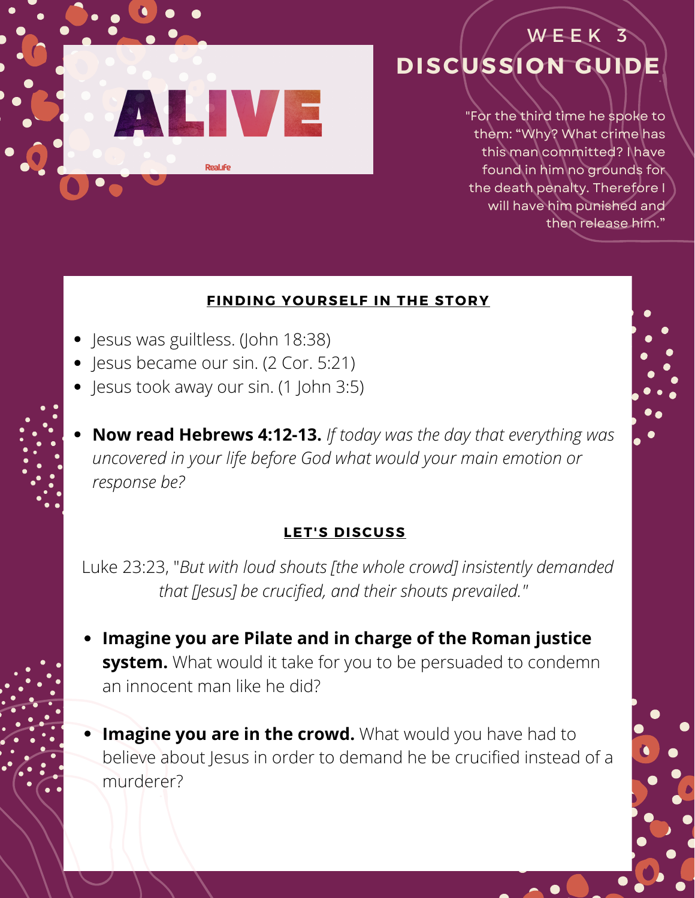# ALIVE

RealLife

## WEEK 3

## DISCUSSION GUIDE

"For the third time he spoke to them: "Why? What crime has this man committed? I have found in him no grounds for the death penalty. Therefore I will have him punished and then release him."

### FINDING YOURSELF IN THE STORY

- Jesus was guiltless. (John 18:38)
- Jesus became our sin. (2 Cor. 5:21)
- Jesus took away our sin. (1 John 3:5)

- **Now read Hebrews 4:12-13.** *If today was the day that everything was uncovered in your life before God what would your main emotion or response be?*

### LET'S DISCUSS

Luke 23:23, "*But with loud shouts [the whole crowd] insistently demanded that [Jesus] be crucified, and their shouts prevailed.*"

- **Imagine you are Pilate and in charge of the Roman justice system.** What would it take for you to be persuaded to condemn an innocent man like he did?

- **Imagine you are in the crowd.** What would you have had to believe about Jesus in order to demand he be crucified instead of a murderer?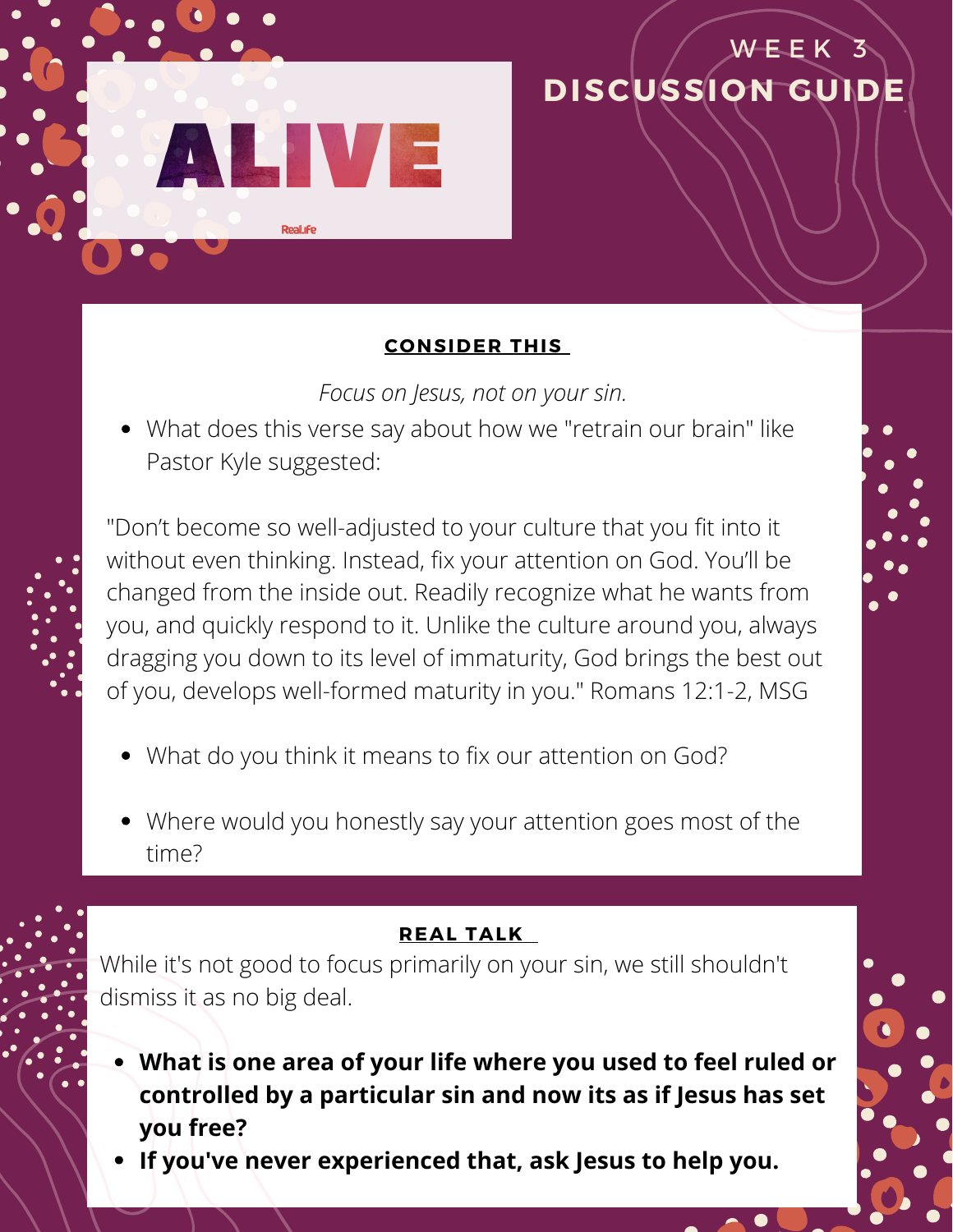# ALIVE

RealLife

## WEEK 3 DISCUSSION GUIDE

### CONSIDER THIS

*Focus on Jesus, not on your sin.*

- What does this verse say about how we "retrain our brain" like Pastor Kyle suggested:

"Don't become so well-adjusted to your culture that you fit into it without even thinking. Instead, fix your attention on God. You'll be changed from the inside out. Readily recognize what he wants from you, and quickly respond to it. Unlike the culture around you, always dragging you down to its level of immaturity, God brings the best out of you, develops well-formed maturity in you." Romans 12:1-2, MSG

- What do you think it means to fix our attention on God?
- Where would you honestly say your attention goes most of the time?

### REAL TALK

While it's not good to focus primarily on your sin, we still shouldn't dismiss it as no big deal.

- **What is one area of your life where you used to feel ruled or controlled by a particular sin and now its as if Jesus has set you free?**
- **If you've never experienced that, ask Jesus to help you.**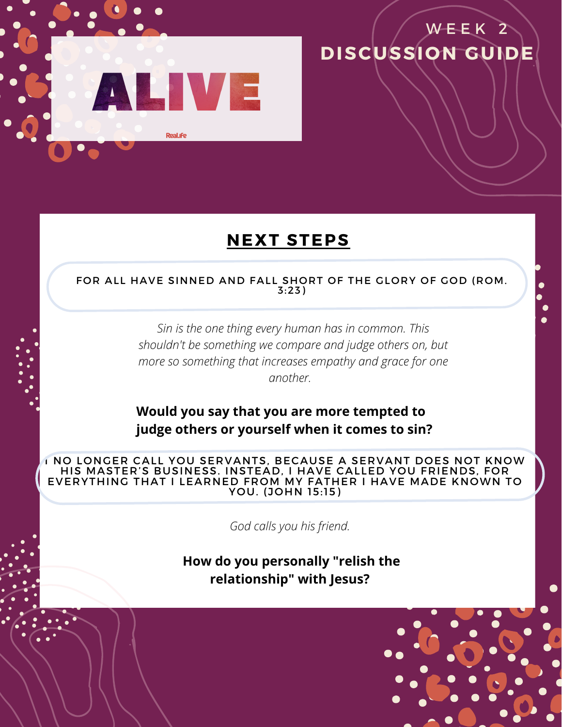ALIVE

RealLife

WEEK 2

# DISCUSSION GUIDE

## NEXT STEPS

FOR ALL HAVE SINNED AND FALL SHORT OF THE GLORY OF GOD (ROM. 3:23)

*Sin is the one thing every human has in common. This shouldn't be something we compare and judge others on, but more so something that increases empathy and grace for one another.*

**Would you say that you are more tempted to judge others or yourself when it comes to sin?**

I NO LONGER CALL YOU SERVANTS, BECAUSE A SERVANT DOES NOT KNOW HIS MASTER'S BUSINESS. INSTEAD, I HAVE CALLED YOU FRIENDS, FOR EVERYTHING THAT I LEARNED FROM MY FATHER I HAVE MADE KNOWN TO YOU. (JOHN 15:15)

*God calls you his friend.*

**How do you personally "relish the relationship" with Jesus?**